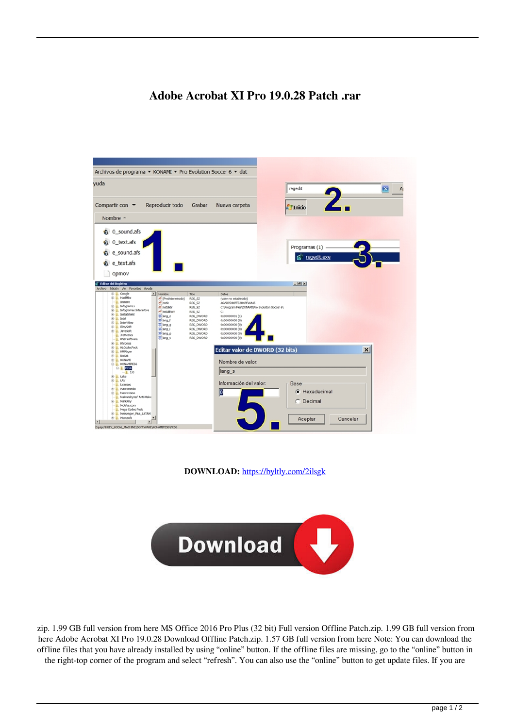# Adobe Acrobat XI Pro 19.0.28 Patch .rar

**DOWNLOAD:** https://byltly.com/2ilsgk

zip. 1.99 GB full version from here MS Office 2016 Pro Plus (32 bit) Full version Offline Patch.zip. 1.99 GB full version from here Adobe Acrobat XI Pro 19.0.28 Download Offline Patch.zip. 1.57 GB full version from here Note: You can download the offline files that you have already installed by using "online" button. If the offline files are missing, go to the "online" button in the right-top corner of the program and select "refresh". You can also use the "online" button to get update files. If you are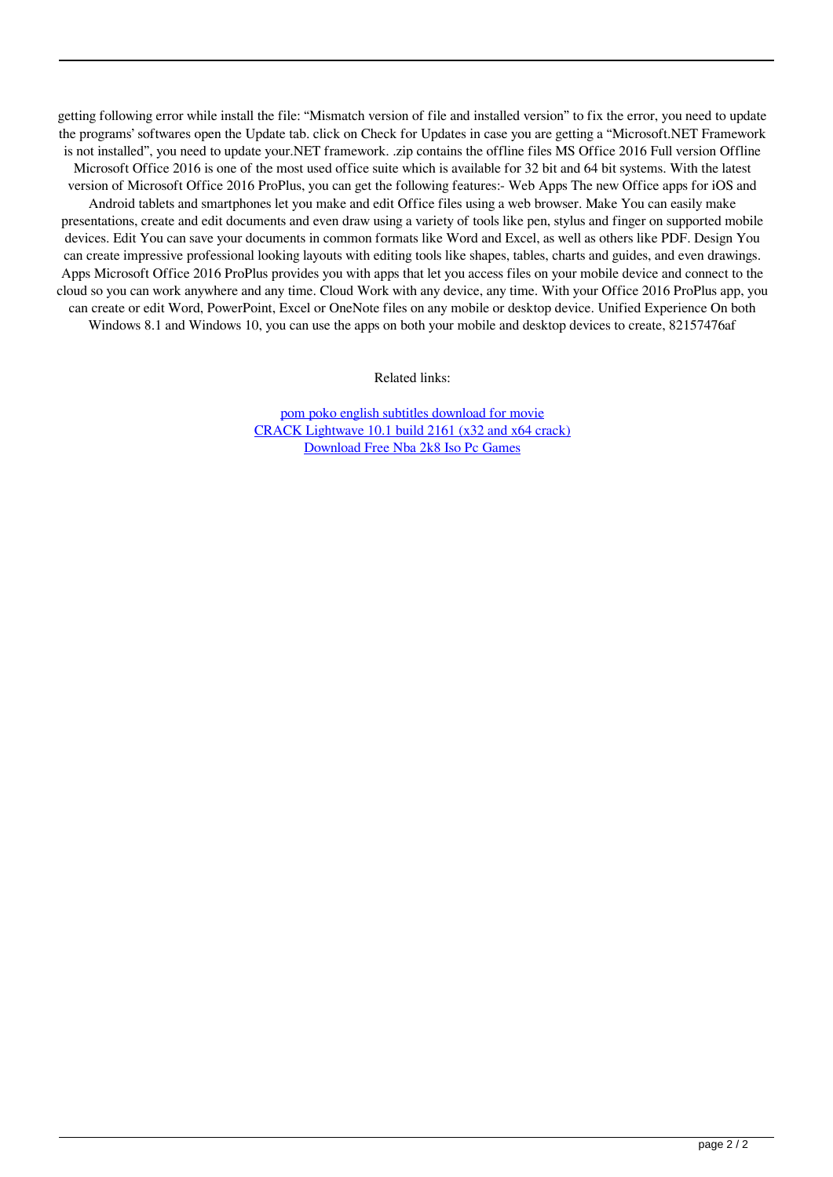getting following error while install the file: “Mismatch version of file and installed version” to fix the error, you need to update the programs’ softwares open the Update tab. click on Check for Updates in case you are getting a “Microsoft.NET Framework is not installed”, you need to update your.NET framework. .zip contains the offline files MS Office 2016 Full version Offline Microsoft Office 2016 is one of the most used office suite which is available for 32 bit and 64 bit systems. With the latest version of Microsoft Office 2016 ProPlus, you can get the following features:- Web Apps The new Office apps for iOS and Android tablets and smartphones let you make and edit Office files using a web browser. Make You can easily make presentations, create and edit documents and even draw using a variety of tools like pen, stylus and finger on supported mobile devices. Edit You can save your documents in common formats like Word and Excel, as well as others like PDF. Design You can create impressive professional looking layouts with editing tools like shapes, tables, charts and guides, and even drawings. Apps Microsoft Office 2016 ProPlus provides you with apps that let you access files on your mobile device and connect to the cloud so you can work anywhere and any time. Cloud Work with any device, any time. With your Office 2016 ProPlus app, you can create or edit Word, PowerPoint, Excel or OneNote files on any mobile or desktop device. Unified Experience On both Windows 8.1 and Windows 10, you can use the apps on both your mobile and desktop devices to create, 82157476af

Related links:

pom poko english subtitles download for movie
CRACK Lightwave 10.1 build 2161 (x32 and x64 crack)
Download Free Nba 2k8 Iso Pc Games